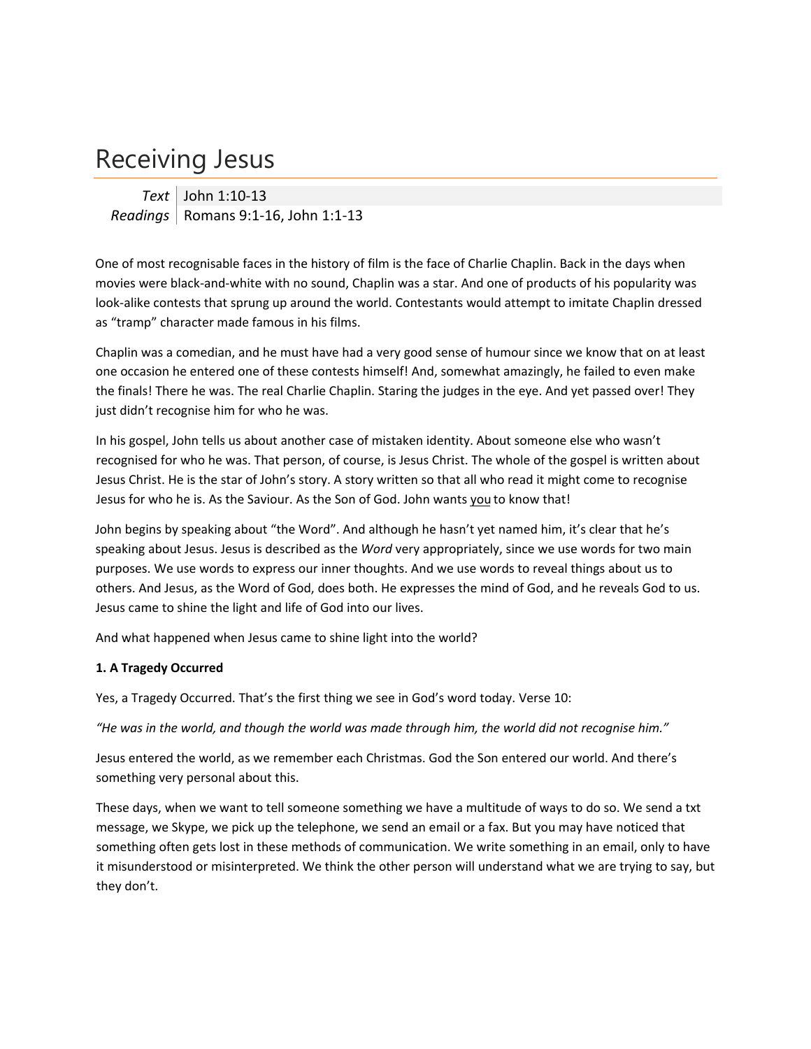# Receiving Jesus

| | |
|---|---|
| *Text* | John 1:10-13 |
| *Readings* | Romans 9:1-16, John 1:1-13 |

One of most recognisable faces in the history of film is the face of Charlie Chaplin. Back in the days when movies were black-and-white with no sound, Chaplin was a star. And one of products of his popularity was look-alike contests that sprung up around the world. Contestants would attempt to imitate Chaplin dressed as "tramp" character made famous in his films.

Chaplin was a comedian, and he must have had a very good sense of humour since we know that on at least one occasion he entered one of these contests himself! And, somewhat amazingly, he failed to even make the finals! There he was. The real Charlie Chaplin. Staring the judges in the eye. And yet passed over! They just didn't recognise him for who he was.

In his gospel, John tells us about another case of mistaken identity. About someone else who wasn't recognised for who he was. That person, of course, is Jesus Christ. The whole of the gospel is written about Jesus Christ. He is the star of John's story. A story written so that all who read it might come to recognise Jesus for who he is. As the Saviour. As the Son of God. John wants <u>you</u> to know that!

John begins by speaking about "the Word". And although he hasn't yet named him, it's clear that he's speaking about Jesus. Jesus is described as the *Word* very appropriately, since we use words for two main purposes. We use words to express our inner thoughts. And we use words to reveal things about us to others. And Jesus, as the Word of God, does both. He expresses the mind of God, and he reveals God to us. Jesus came to shine the light and life of God into our lives.

And what happened when Jesus came to shine light into the world?

**1. A Tragedy Occurred**

Yes, a Tragedy Occurred. That's the first thing we see in God's word today. Verse 10:

*"He was in the world, and though the world was made through him, the world did not recognise him."*

Jesus entered the world, as we remember each Christmas. God the Son entered our world. And there's something very personal about this.

These days, when we want to tell someone something we have a multitude of ways to do so. We send a txt message, we Skype, we pick up the telephone, we send an email or a fax. But you may have noticed that something often gets lost in these methods of communication. We write something in an email, only to have it misunderstood or misinterpreted. We think the other person will understand what we are trying to say, but they don't.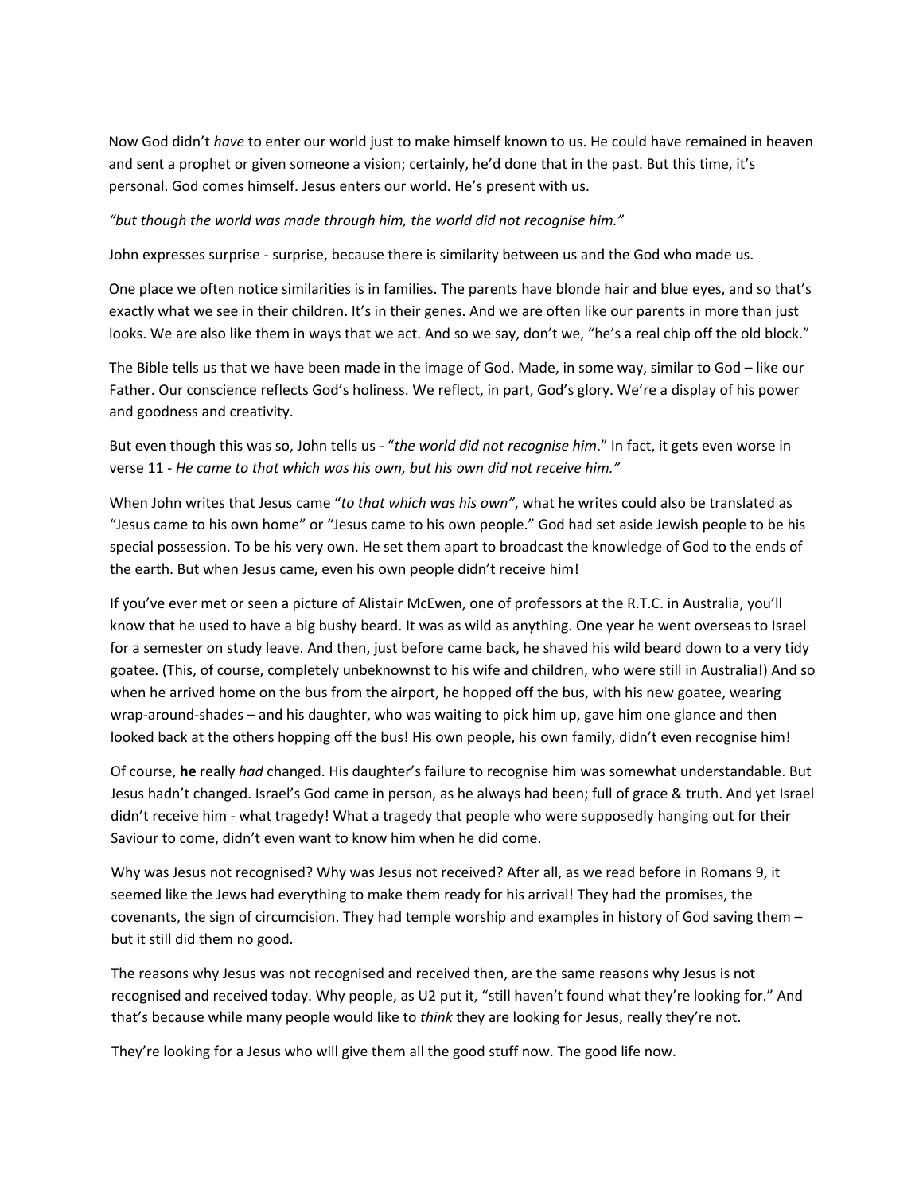Now God didn't *have* to enter our world just to make himself known to us. He could have remained in heaven and sent a prophet or given someone a vision; certainly, he'd done that in the past. But this time, it's personal. God comes himself. Jesus enters our world. He's present with us.

*"but though the world was made through him, the world did not recognise him."*

John expresses surprise - surprise, because there is similarity between us and the God who made us.

One place we often notice similarities is in families. The parents have blonde hair and blue eyes, and so that's exactly what we see in their children. It's in their genes. And we are often like our parents in more than just looks. We are also like them in ways that we act. And so we say, don't we, "he's a real chip off the old block."

The Bible tells us that we have been made in the image of God. Made, in some way, similar to God – like our Father. Our conscience reflects God's holiness. We reflect, in part, God's glory. We're a display of his power and goodness and creativity.

But even though this was so, John tells us - "*the world did not recognise him*." In fact, it gets even worse in verse 11 - *He came to that which was his own, but his own did not receive him."*

When John writes that Jesus came "*to that which was his own"*, what he writes could also be translated as "Jesus came to his own home" or "Jesus came to his own people." God had set aside Jewish people to be his special possession. To be his very own. He set them apart to broadcast the knowledge of God to the ends of the earth. But when Jesus came, even his own people didn't receive him!

If you've ever met or seen a picture of Alistair McEwen, one of professors at the R.T.C. in Australia, you'll know that he used to have a big bushy beard. It was as wild as anything. One year he went overseas to Israel for a semester on study leave. And then, just before came back, he shaved his wild beard down to a very tidy goatee. (This, of course, completely unbeknownst to his wife and children, who were still in Australia!) And so when he arrived home on the bus from the airport, he hopped off the bus, with his new goatee, wearing wrap-around-shades – and his daughter, who was waiting to pick him up, gave him one glance and then looked back at the others hopping off the bus! His own people, his own family, didn't even recognise him!

Of course, **he** really *had* changed. His daughter's failure to recognise him was somewhat understandable. But Jesus hadn't changed. Israel's God came in person, as he always had been; full of grace & truth. And yet Israel didn't receive him - what tragedy! What a tragedy that people who were supposedly hanging out for their Saviour to come, didn't even want to know him when he did come.

Why was Jesus not recognised? Why was Jesus not received? After all, as we read before in Romans 9, it seemed like the Jews had everything to make them ready for his arrival! They had the promises, the covenants, the sign of circumcision. They had temple worship and examples in history of God saving them – but it still did them no good.

The reasons why Jesus was not recognised and received then, are the same reasons why Jesus is not recognised and received today. Why people, as U2 put it, "still haven't found what they're looking for." And that's because while many people would like to *think* they are looking for Jesus, really they're not.

They're looking for a Jesus who will give them all the good stuff now. The good life now.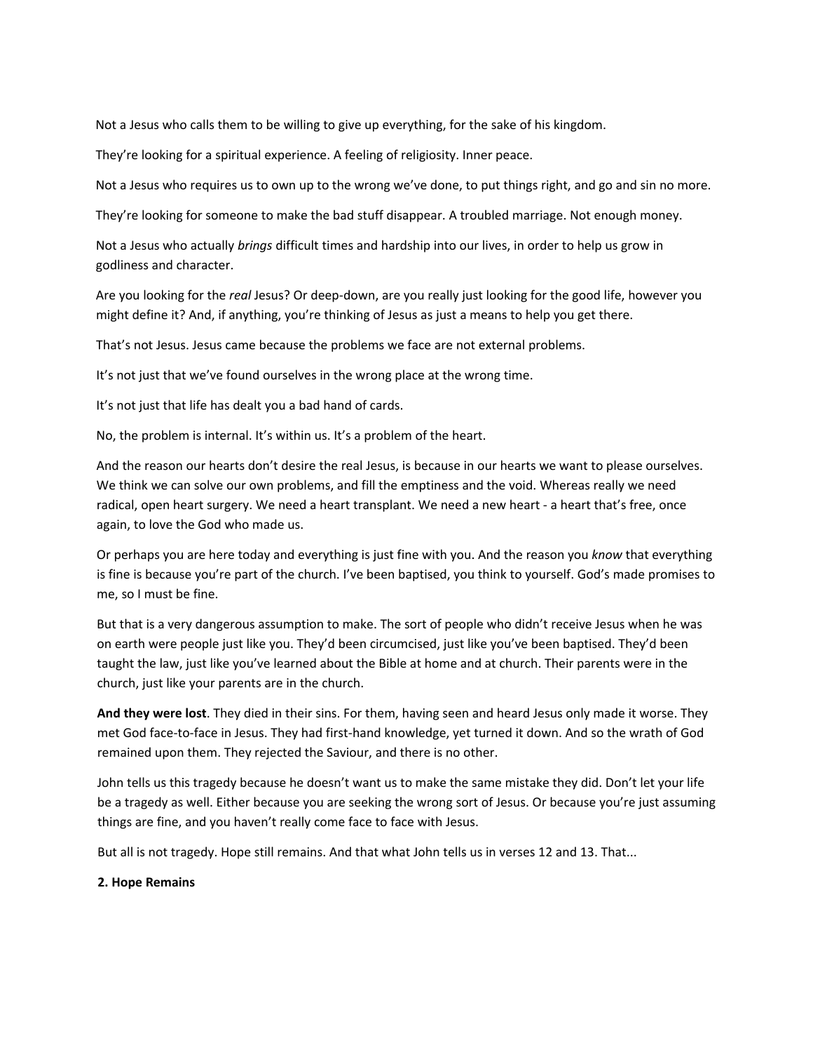Not a Jesus who calls them to be willing to give up everything, for the sake of his kingdom.

They're looking for a spiritual experience. A feeling of religiosity. Inner peace.

Not a Jesus who requires us to own up to the wrong we've done, to put things right, and go and sin no more.

They're looking for someone to make the bad stuff disappear. A troubled marriage. Not enough money.

Not a Jesus who actually *brings* difficult times and hardship into our lives, in order to help us grow in godliness and character.

Are you looking for the *real* Jesus? Or deep-down, are you really just looking for the good life, however you might define it? And, if anything, you're thinking of Jesus as just a means to help you get there.

That's not Jesus. Jesus came because the problems we face are not external problems.

It's not just that we've found ourselves in the wrong place at the wrong time.

It's not just that life has dealt you a bad hand of cards.

No, the problem is internal. It's within us. It's a problem of the heart.

And the reason our hearts don't desire the real Jesus, is because in our hearts we want to please ourselves. We think we can solve our own problems, and fill the emptiness and the void. Whereas really we need radical, open heart surgery. We need a heart transplant. We need a new heart - a heart that's free, once again, to love the God who made us.

Or perhaps you are here today and everything is just fine with you. And the reason you *know* that everything is fine is because you're part of the church. I've been baptised, you think to yourself. God's made promises to me, so I must be fine.

But that is a very dangerous assumption to make. The sort of people who didn't receive Jesus when he was on earth were people just like you. They'd been circumcised, just like you've been baptised. They'd been taught the law, just like you've learned about the Bible at home and at church. Their parents were in the church, just like your parents are in the church.

**And they were lost**. They died in their sins. For them, having seen and heard Jesus only made it worse. They met God face-to-face in Jesus. They had first-hand knowledge, yet turned it down. And so the wrath of God remained upon them. They rejected the Saviour, and there is no other.

John tells us this tragedy because he doesn't want us to make the same mistake they did. Don't let your life be a tragedy as well. Either because you are seeking the wrong sort of Jesus. Or because you're just assuming things are fine, and you haven't really come face to face with Jesus.

But all is not tragedy. Hope still remains. And that what John tells us in verses 12 and 13. That...

**2. Hope Remains**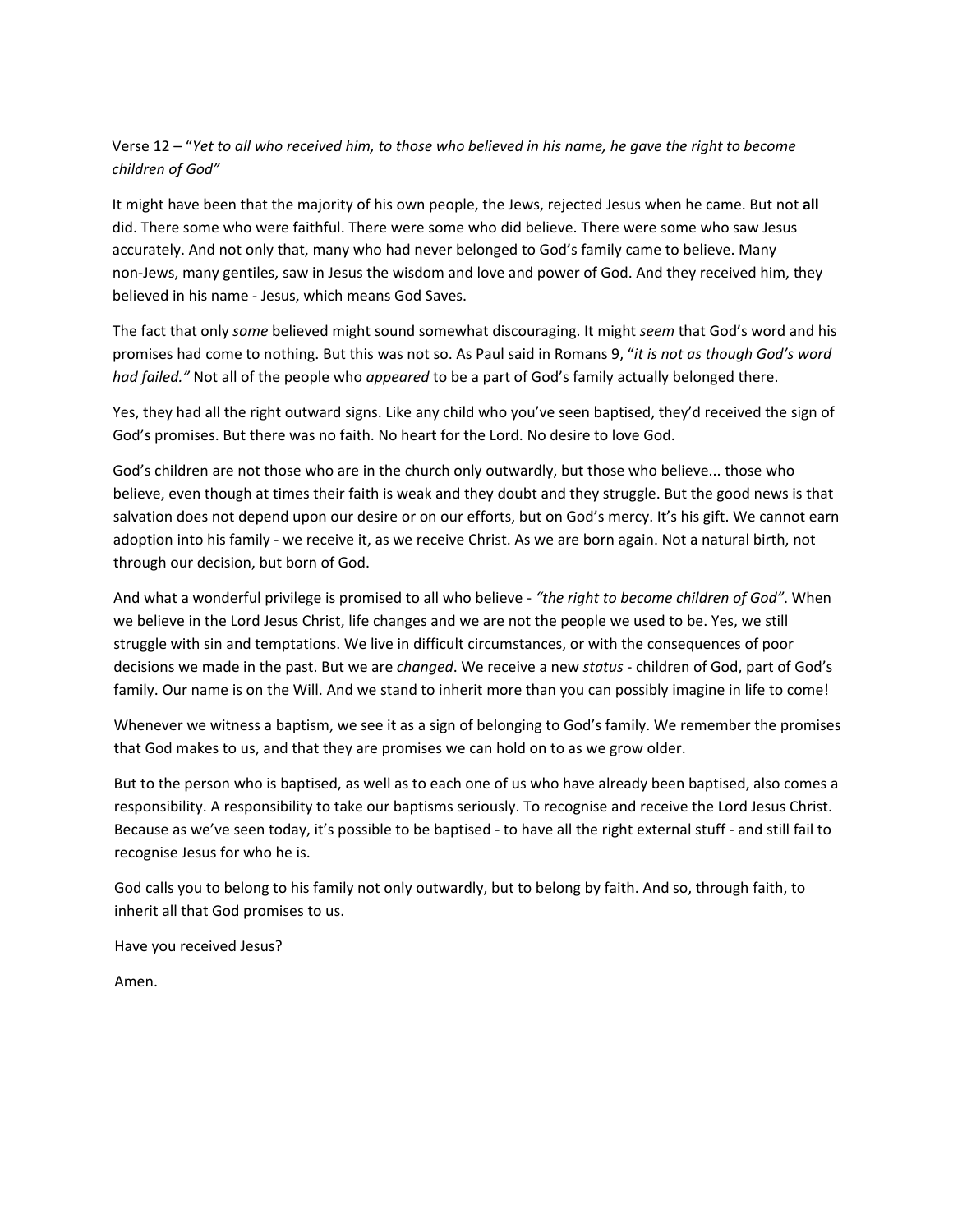Verse 12 – "*Yet to all who received him, to those who believed in his name, he gave the right to become children of God"*

It might have been that the majority of his own people, the Jews, rejected Jesus when he came. But not **all** did. There some who were faithful. There were some who did believe. There were some who saw Jesus accurately. And not only that, many who had never belonged to God's family came to believe. Many non-Jews, many gentiles, saw in Jesus the wisdom and love and power of God. And they received him, they believed in his name - Jesus, which means God Saves.

The fact that only *some* believed might sound somewhat discouraging. It might *seem* that God's word and his promises had come to nothing. But this was not so. As Paul said in Romans 9, "*it is not as though God's word had failed."* Not all of the people who *appeared* to be a part of God's family actually belonged there.

Yes, they had all the right outward signs. Like any child who you've seen baptised, they'd received the sign of God's promises. But there was no faith. No heart for the Lord. No desire to love God.

God's children are not those who are in the church only outwardly, but those who believe... those who believe, even though at times their faith is weak and they doubt and they struggle. But the good news is that salvation does not depend upon our desire or on our efforts, but on God's mercy. It's his gift. We cannot earn adoption into his family - we receive it, as we receive Christ. As we are born again. Not a natural birth, not through our decision, but born of God.

And what a wonderful privilege is promised to all who believe - *"the right to become children of God"*. When we believe in the Lord Jesus Christ, life changes and we are not the people we used to be. Yes, we still struggle with sin and temptations. We live in difficult circumstances, or with the consequences of poor decisions we made in the past. But we are *changed*. We receive a new *status* - children of God, part of God's family. Our name is on the Will. And we stand to inherit more than you can possibly imagine in life to come!

Whenever we witness a baptism, we see it as a sign of belonging to God's family. We remember the promises that God makes to us, and that they are promises we can hold on to as we grow older.

But to the person who is baptised, as well as to each one of us who have already been baptised, also comes a responsibility. A responsibility to take our baptisms seriously. To recognise and receive the Lord Jesus Christ. Because as we've seen today, it's possible to be baptised - to have all the right external stuff - and still fail to recognise Jesus for who he is.

God calls you to belong to his family not only outwardly, but to belong by faith. And so, through faith, to inherit all that God promises to us.

Have you received Jesus?

Amen.